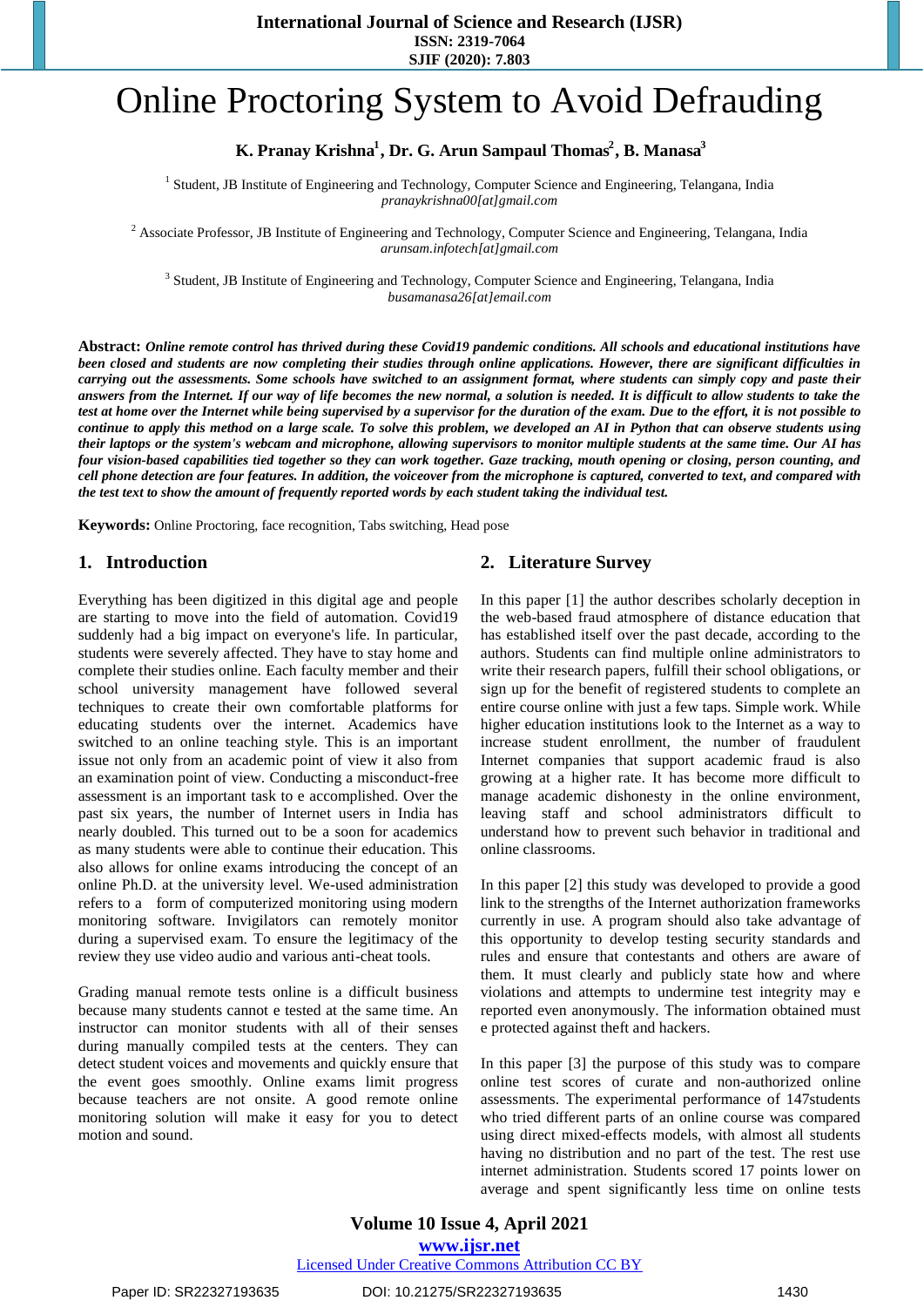# Online Proctoring System to Avoid Defrauding

**K. Pranay Krishna[1], Dr. G. Arun Sampaul Thomas[2], B. Manasa[3]**

[1] Student, JB Institute of Engineering and Technology, Computer Science and Engineering, Telangana, India
*pranaykrishna00[at]gmail.com*

[2] Associate Professor, JB Institute of Engineering and Technology, Computer Science and Engineering, Telangana, India
*arunsam.infotech[at]gmail.com*

[3] Student, JB Institute of Engineering and Technology, Computer Science and Engineering, Telangana, India
*busamanasa26[at]email.com*

**Abstract:** ***Online remote control has thrived during these Covid19 pandemic conditions. All schools and educational institutions have been closed and students are now completing their studies through online applications. However, there are significant difficulties in carrying out the assessments. Some schools have switched to an assignment format, where students can simply copy and paste their answers from the Internet. If our way of life becomes the new normal, a solution is needed. It is difficult to allow students to take the test at home over the Internet while being supervised by a supervisor for the duration of the exam. Due to the effort, it is not possible to continue to apply this method on a large scale. To solve this problem, we developed an AI in Python that can observe students using their laptops or the system's webcam and microphone, allowing supervisors to monitor multiple students at the same time. Our AI has four vision-based capabilities tied together so they can work together. Gaze tracking, mouth opening or closing, person counting, and cell phone detection are four features. In addition, the voiceover from the microphone is captured, converted to text, and compared with the test text to show the amount of frequently reported words by each student taking the individual test.***

**Keywords:** Online Proctoring, face recognition, Tabs switching, Head pose

## 1. Introduction

Everything has been digitized in this digital age and people are starting to move into the field of automation. Covid19 suddenly had a big impact on everyone's life. In particular, students were severely affected. They have to stay home and complete their studies online. Each faculty member and their school university management have followed several techniques to create their own comfortable platforms for educating students over the internet. Academics have switched to an online teaching style. This is an important issue not only from an academic point of view it also from an examination point of view. Conducting a misconduct-free assessment is an important task to e accomplished. Over the past six years, the number of Internet users in India has nearly doubled. This turned out to be a soon for academics as many students were able to continue their education. This also allows for online exams introducing the concept of an online Ph.D. at the university level. We-used administration refers to a form of computerized monitoring using modern monitoring software. Invigilators can remotely monitor during a supervised exam. To ensure the legitimacy of the review they use video audio and various anti-cheat tools.

Grading manual remote tests online is a difficult business because many students cannot e tested at the same time. An instructor can monitor students with all of their senses during manually compiled tests at the centers. They can detect student voices and movements and quickly ensure that the event goes smoothly. Online exams limit progress because teachers are not onsite. A good remote online monitoring solution will make it easy for you to detect motion and sound.

## 2. Literature Survey

In this paper [1] the author describes scholarly deception in the web-based fraud atmosphere of distance education that has established itself over the past decade, according to the authors. Students can find multiple online administrators to write their research papers, fulfill their school obligations, or sign up for the benefit of registered students to complete an entire course online with just a few taps. Simple work. While higher education institutions look to the Internet as a way to increase student enrollment, the number of fraudulent Internet companies that support academic fraud is also growing at a higher rate. It has become more difficult to manage academic dishonesty in the online environment, leaving staff and school administrators difficult to understand how to prevent such behavior in traditional and online classrooms.

In this paper [2] this study was developed to provide a good link to the strengths of the Internet authorization frameworks currently in use. A program should also take advantage of this opportunity to develop testing security standards and rules and ensure that contestants are aware of them. It must clearly and publicly state how and where violations and attempts to undermine test integrity may e reported even anonymously. The information obtained must e protected against theft and hackers.

In this paper [3] the purpose of this study was to compare online test scores of curate and non-authorized online assessments. The experimental performance of 147students who tried different parts of an online course was compared using direct mixed-effects models, with almost all students having no distribution and no part of the test. The rest use internet administration. Students scored 17 points lower on average and spent significantly less time on online tests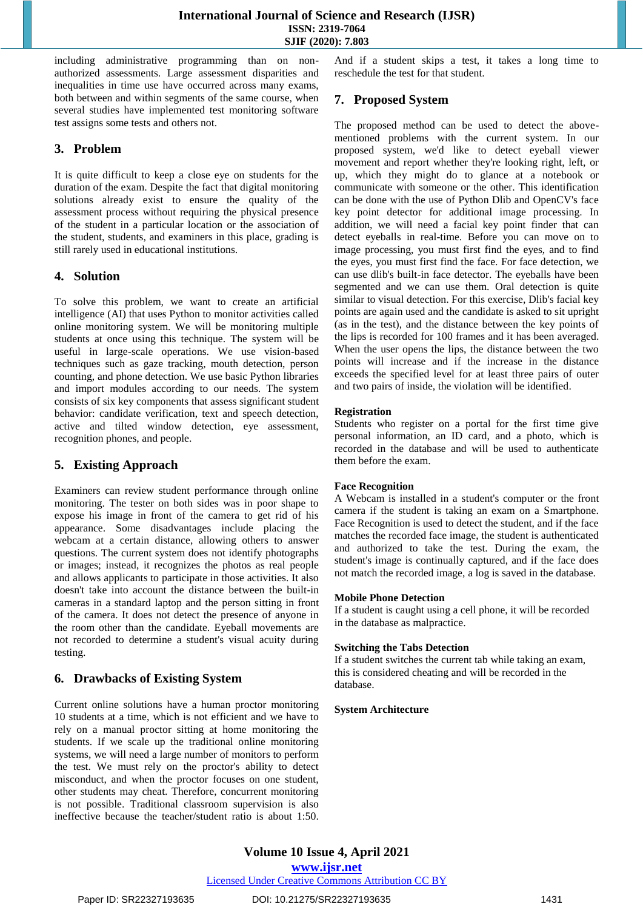including administrative programming than on non-authorized assessments. Large assessment disparities and inequalities in time use have occurred across many exams, both between and within segments of the same course, when several studies have implemented test monitoring software test assigns some tests and others not.

## 3. Problem

It is quite difficult to keep a close eye on students for the duration of the exam. Despite the fact that digital monitoring solutions already exist to ensure the quality of the assessment process without requiring the physical presence of the student in a particular location or the association of the student, students, and examiners in this place, grading is still rarely used in educational institutions.

## 4. Solution

To solve this problem, we want to create an artificial intelligence (AI) that uses Python to monitor activities called online monitoring system. We will be monitoring multiple students at once using this technique. The system will be useful in large-scale operations. We use vision-based techniques such as gaze tracking, mouth detection, person counting, and phone detection. We use basic Python libraries and import modules according to our needs. The system consists of six key components that assess significant student behavior: candidate verification, text and speech detection, active and tilted window detection, eye assessment, recognition phones, and people.

## 5. Existing Approach

Examiners can review student performance through online monitoring. The tester on both sides was in poor shape to expose his image in front of the camera to get rid of his appearance. Some disadvantages include placing the webcam at a certain distance, allowing others to answer questions. The current system does not identify photographs or images; instead, it recognizes the photos as real people and allows applicants to participate in those activities. It also doesn't take into account the distance between the built-in cameras in a standard laptop and the person sitting in front of the camera. It does not detect the presence of anyone in the room other than the candidate. Eyeball movements are not recorded to determine a student's visual acuity during testing.

## 6. Drawbacks of Existing System

Current online solutions have a human proctor monitoring 10 students at a time, which is not efficient and we have to rely on a manual proctor sitting at home monitoring the students. If we scale up the traditional online monitoring systems, we will need a large number of monitors to perform the test. We must rely on the proctor's ability to detect misconduct, and when the proctor focuses on one student, other students may cheat. Therefore, concurrent monitoring is not possible. Traditional classroom supervision is also ineffective because the teacher/student ratio is about 1:50. And if a student skips a test, it takes a long time to reschedule the test for that student.

## 7. Proposed System

The proposed method can be used to detect the above-mentioned problems with the current system. In our proposed system, we'd like to detect eyeball viewer movement and report whether they're looking right, left, or up, which they might do to glance at a notebook or communicate with someone or the other. This identification can be done with the use of Python Dlib and OpenCV's face key point detector for additional image processing. In addition, we will need a facial key point finder that can detect eyeballs in real-time. Before you can move on to image processing, you must first find the eyes, and to find the eyes, you must first find the face. For face detection, we can use dlib's built-in face detector. The eyeballs have been segmented and we can use them. Oral detection is quite similar to visual detection. For this exercise, Dlib's facial key points are again used and the candidate is asked to sit upright (as in the test), and the distance between the key points of the lips is recorded for 100 frames and it has been averaged. When the user opens the lips, the distance between the two points will increase and if the increase in the distance exceeds the specified level for at least three pairs of outer and two pairs of inside, the violation will be identified.

**Registration**
Students who register on a portal for the first time give personal information, an ID card, and a photo, which is recorded in the database and will be used to authenticate them before the exam.

**Face Recognition**
A Webcam is installed in a student's computer or the front camera if the student is taking an exam on a Smartphone. Face Recognition is used to detect the student, and if the face matches the recorded face image, the student is authenticated and authorized to take the test. During the exam, the student's image is continually captured, and if the face does not match the recorded image, a log is saved in the database.

**Mobile Phone Detection**
If a student is caught using a cell phone, it will be recorded in the database as malpractice.

**Switching the Tabs Detection**
If a student switches the current tab while taking an exam, this is considered cheating and will be recorded in the database.

**System Architecture**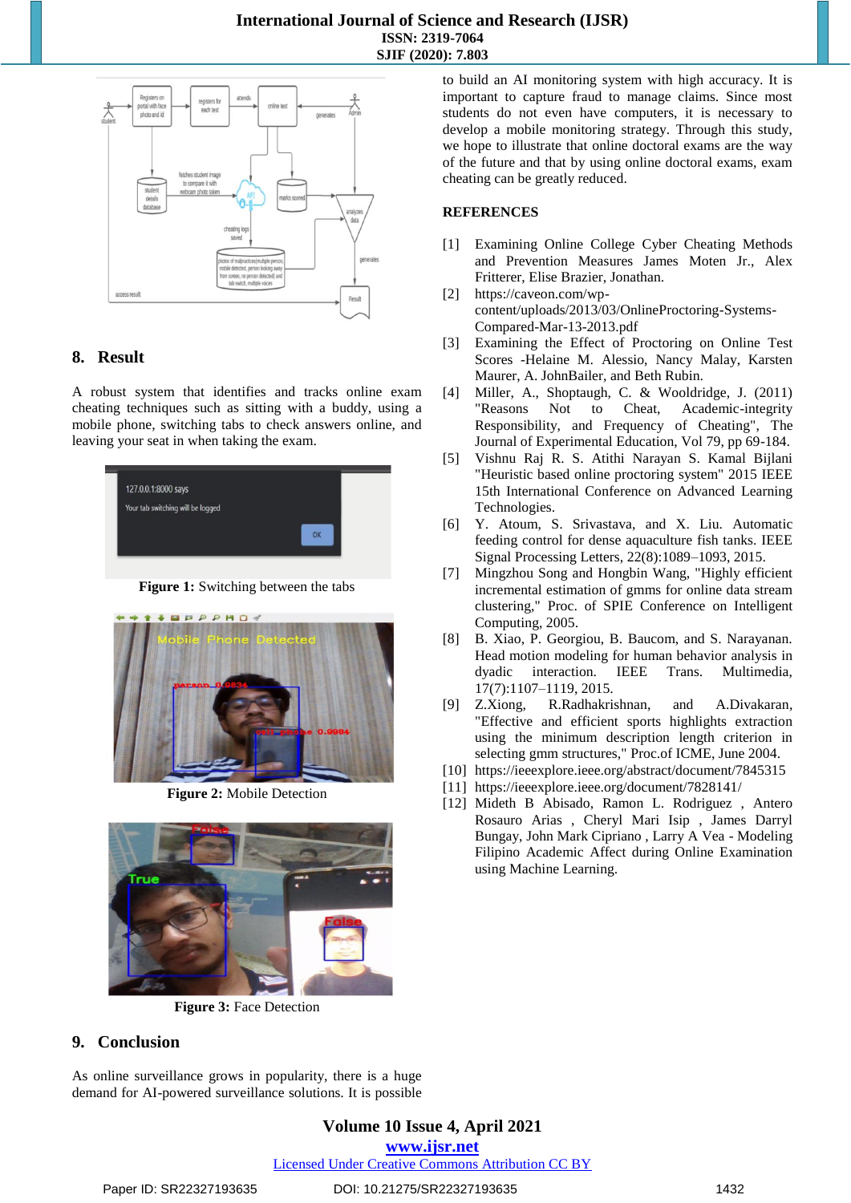## 8. Result

A robust system that identifies and tracks online exam cheating techniques such as sitting with a buddy, using a mobile phone, switching tabs to check answers online, and leaving your seat in when taking the exam.

**Figure 1:** Switching between the tabs

**Figure 2:** Mobile Detection

**Figure 3:** Face Detection

## 9. Conclusion

As online surveillance grows in popularity, there is a huge demand for AI-powered surveillance solutions. It is possible to build an AI monitoring system with high accuracy. It is important to capture fraud to manage claims. Since most students do not even have computers, it is necessary to develop a mobile monitoring strategy. Through this study, we hope to illustrate that online doctoral exams are the way of the future and that by using online doctoral exams, exam cheating can be greatly reduced.

## REFERENCES

[1] Examining Online College Cyber Cheating Methods and Prevention Measures James Moten Jr., Alex Fritterer, Elise Brazier, Jonathan.

[2] https://caveon.com/wp-content/uploads/2013/03/OnlineProctoring-Systems-Compared-Mar-13-2013.pdf

[3] Examining the Effect of Proctoring on Online Test Scores -Helaine M. Alessio, Nancy Malay, Karsten Maurer, A. JohnBailer, and Beth Rubin.

[4] Miller, A., Shoptaugh, C. & Wooldridge, J. (2011) "Reasons Not to Cheat, Academic-integrity Responsibility, and Frequency of Cheating", The Journal of Experimental Education, Vol 79, pp 69-184.

[5] Vishnu Raj R. S. Atithi Narayan S. Kamal Bijlani "Heuristic based online proctoring system" 2015 IEEE 15th International Conference on Advanced Learning Technologies.

[6] Y. Atoum, S. Srivastava, and X. Liu. Automatic feeding control for dense aquaculture fish tanks. IEEE Signal Processing Letters, 22(8):1089–1093, 2015.

[7] Mingzhou Song and Hongbin Wang, "Highly efficient incremental estimation of gmms for online data stream clustering," Proc. of SPIE Conference on Intelligent Computing, 2005.

[8] B. Xiao, P. Georgiou, B. Baucom, and S. Narayanan. Head motion modeling for human behavior analysis in dyadic interaction. IEEE Trans. Multimedia, 17(7):1107–1119, 2015.

[9] Z.Xiong, R.Radhakrishnan, and A.Divakaran, "Effective and efficient sports highlights extraction using the minimum description length criterion in selecting gmm structures," Proc.of ICME, June 2004.

[10] https://ieeexplore.ieee.org/abstract/document/7845315

[11] https://ieeexplore.ieee.org/document/7828141/

[12] Mideth B Abisado, Ramon L. Rodriguez , Antero Rosauro Arias , Cheryl Mari Isip , James Darryl Bungay, John Mark Cipriano , Larry A Vea - Modeling Filipino Academic Affect during Online Examination using Machine Learning.